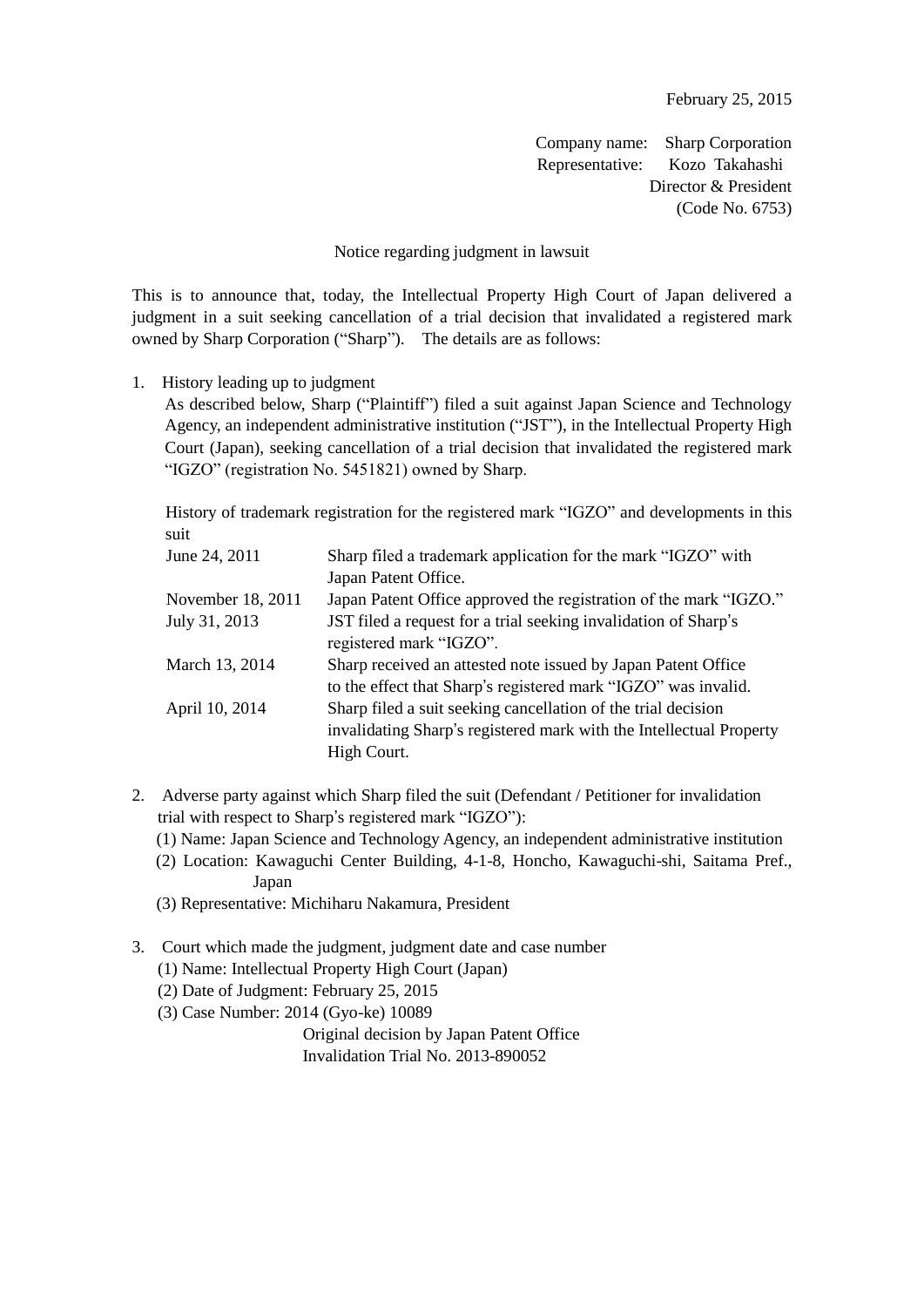February 25, 2015

Company name: Sharp Corporation
Representative: Kozo Takahashi
Director & President
(Code No. 6753)

## Notice regarding judgment in lawsuit

This is to announce that, today, the Intellectual Property High Court of Japan delivered a judgment in a suit seeking cancellation of a trial decision that invalidated a registered mark owned by Sharp Corporation ("Sharp"). The details are as follows:

1. History leading up to judgment

   As described below, Sharp ("Plaintiff") filed a suit against Japan Science and Technology Agency, an independent administrative institution ("JST"), in the Intellectual Property High Court (Japan), seeking cancellation of a trial decision that invalidated the registered mark "IGZO" (registration No. 5451821) owned by Sharp.

   History of trademark registration for the registered mark "IGZO" and developments in this suit

| | |
|---|---|
| June 24, 2011 | Sharp filed a trademark application for the mark "IGZO" with Japan Patent Office. |
| November 18, 2011 | Japan Patent Office approved the registration of the mark "IGZO." |
| July 31, 2013 | JST filed a request for a trial seeking invalidation of Sharp's registered mark "IGZO". |
| March 13, 2014 | Sharp received an attested note issued by Japan Patent Office to the effect that Sharp's registered mark "IGZO" was invalid. |
| April 10, 2014 | Sharp filed a suit seeking cancellation of the trial decision invalidating Sharp's registered mark with the Intellectual Property High Court. |

2. Adverse party against which Sharp filed the suit (Defendant / Petitioner for invalidation trial with respect to Sharp's registered mark "IGZO"):

   (1) Name: Japan Science and Technology Agency, an independent administrative institution

   (2) Location: Kawaguchi Center Building, 4-1-8, Honcho, Kawaguchi-shi, Saitama Pref., Japan

   (3) Representative: Michiharu Nakamura, President

3. Court which made the judgment, judgment date and case number

   (1) Name: Intellectual Property High Court (Japan)

   (2) Date of Judgment: February 25, 2015

   (3) Case Number: 2014 (Gyo-ke) 10089

   Original decision by Japan Patent Office
   Invalidation Trial No. 2013-890052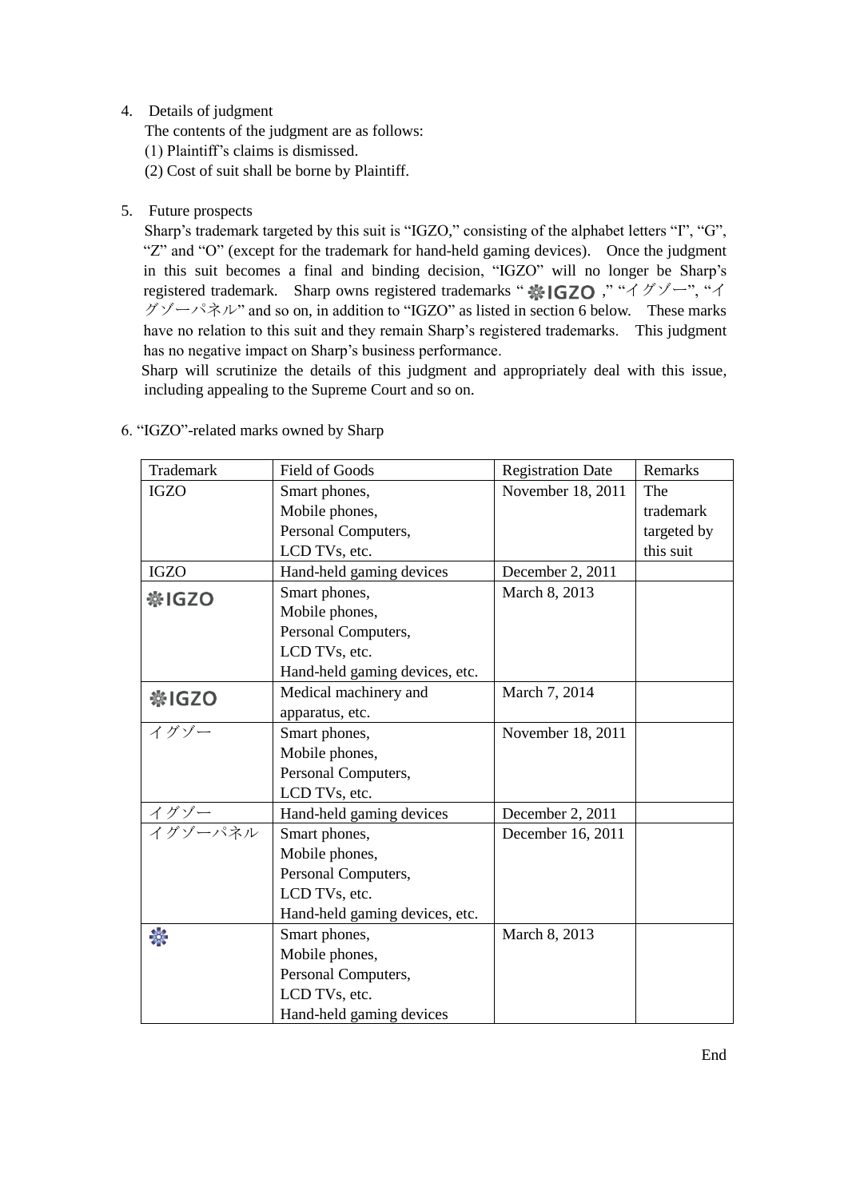4. Details of judgment

The contents of the judgment are as follows:

(1) Plaintiff's claims is dismissed.

(2) Cost of suit shall be borne by Plaintiff.

5. Future prospects

Sharp's trademark targeted by this suit is "IGZO," consisting of the alphabet letters "I", "G", "Z" and "O" (except for the trademark for hand-held gaming devices). Once the judgment in this suit becomes a final and binding decision, "IGZO" will no longer be Sharp's registered trademark. Sharp owns registered trademarks "❋IGZO ," "イグゾー", "イグゾーパネル" and so on, in addition to "IGZO" as listed in section 6 below. These marks have no relation to this suit and they remain Sharp's registered trademarks. This judgment has no negative impact on Sharp's business performance.

Sharp will scrutinize the details of this judgment and appropriately deal with this issue, including appealing to the Supreme Court and so on.

6. "IGZO"-related marks owned by Sharp

| Trademark | Field of Goods | Registration Date | Remarks |
|---|---|---|---|
| IGZO | Smart phones,<br>Mobile phones,<br>Personal Computers,<br>LCD TVs, etc. | November 18, 2011 | The trademark targeted by this suit |
| IGZO | Hand-held gaming devices | December 2, 2011 | |
| ❋IGZO | Smart phones,<br>Mobile phones,<br>Personal Computers,<br>LCD TVs, etc.<br>Hand-held gaming devices, etc. | March 8, 2013 | |
| ❋IGZO | Medical machinery and apparatus, etc. | March 7, 2014 | |
| イグゾー | Smart phones,<br>Mobile phones,<br>Personal Computers,<br>LCD TVs, etc. | November 18, 2011 | |
| イグゾー | Hand-held gaming devices | December 2, 2011 | |
| イグゾーパネル | Smart phones,<br>Mobile phones,<br>Personal Computers,<br>LCD TVs, etc.<br>Hand-held gaming devices, etc. | December 16, 2011 | |
| ❋ | Smart phones,<br>Mobile phones,<br>Personal Computers,<br>LCD TVs, etc.<br>Hand-held gaming devices | March 8, 2013 | |

End